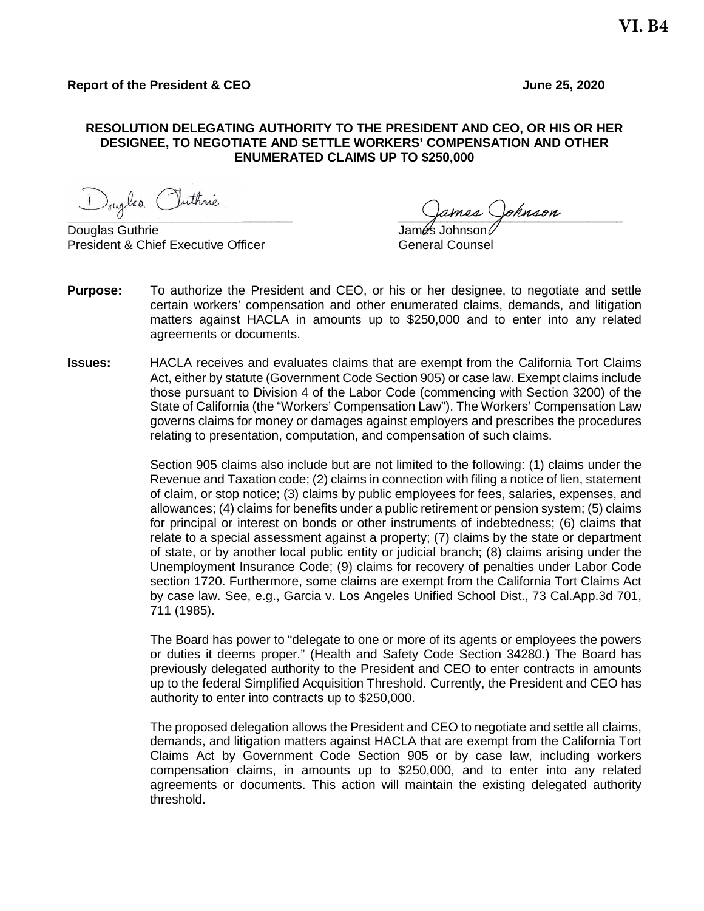VI. B4

**Report of the President & CEO** **June 25, 2020**

**RESOLUTION DELEGATING AUTHORITY TO THE PRESIDENT AND CEO, OR HIS OR HER DESIGNEE, TO NEGOTIATE AND SETTLE WORKERS' COMPENSATION AND OTHER ENUMERATED CLAIMS UP TO $250,000**

Douglas Guthrie
President & Chief Executive Officer

James Johnson
General Counsel

---

**Purpose:** To authorize the President and CEO, or his or her designee, to negotiate and settle certain workers' compensation and other enumerated claims, demands, and litigation matters against HACLA in amounts up to $250,000 and to enter into any related agreements or documents.

**Issues:** HACLA receives and evaluates claims that are exempt from the California Tort Claims Act, either by statute (Government Code Section 905) or case law. Exempt claims include those pursuant to Division 4 of the Labor Code (commencing with Section 3200) of the State of California (the "Workers' Compensation Law"). The Workers' Compensation Law governs claims for money or damages against employers and prescribes the procedures relating to presentation, computation, and compensation of such claims.

Section 905 claims also include but are not limited to the following: (1) claims under the Revenue and Taxation code; (2) claims in connection with filing a notice of lien, statement of claim, or stop notice; (3) claims by public employees for fees, salaries, expenses, and allowances; (4) claims for benefits under a public retirement or pension system; (5) claims for principal or interest on bonds or other instruments of indebtedness; (6) claims that relate to a special assessment against a property; (7) claims by the state or department of state, or by another local public entity or judicial branch; (8) claims arising under the Unemployment Insurance Code; (9) claims for recovery of penalties under Labor Code section 1720. Furthermore, some claims are exempt from the California Tort Claims Act by case law. See, e.g., Garcia v. Los Angeles Unified School Dist., 73 Cal.App.3d 701, 711 (1985).

The Board has power to "delegate to one or more of its agents or employees the powers or duties it deems proper." (Health and Safety Code Section 34280.) The Board has previously delegated authority to the President and CEO to enter contracts in amounts up to the federal Simplified Acquisition Threshold. Currently, the President and CEO has authority to enter into contracts up to $250,000.

The proposed delegation allows the President and CEO to negotiate and settle all claims, demands, and litigation matters against HACLA that are exempt from the California Tort Claims Act by Government Code Section 905 or by case law, including workers compensation claims, in amounts up to $250,000, and to enter into any related agreements or documents. This action will maintain the existing delegated authority threshold.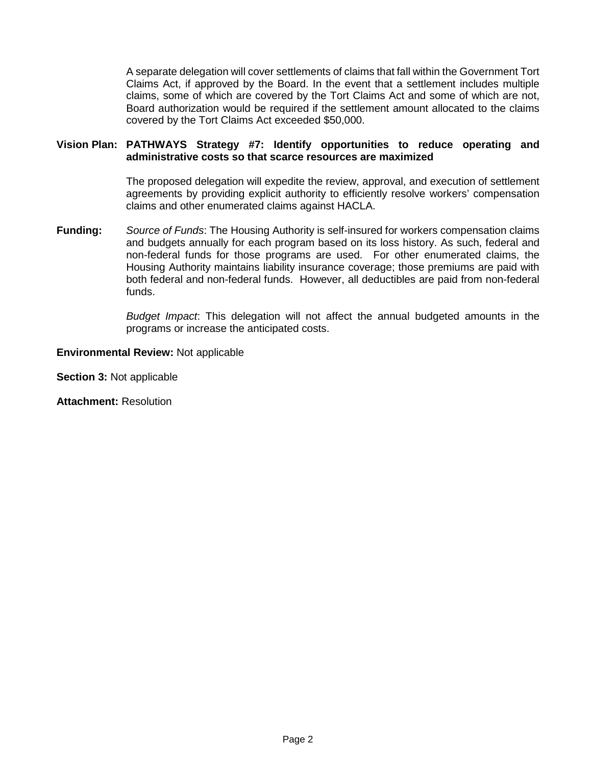A separate delegation will cover settlements of claims that fall within the Government Tort Claims Act, if approved by the Board. In the event that a settlement includes multiple claims, some of which are covered by the Tort Claims Act and some of which are not, Board authorization would be required if the settlement amount allocated to the claims covered by the Tort Claims Act exceeded $50,000.

**Vision Plan: PATHWAYS Strategy #7: Identify opportunities to reduce operating and administrative costs so that scarce resources are maximized**

The proposed delegation will expedite the review, approval, and execution of settlement agreements by providing explicit authority to efficiently resolve workers' compensation claims and other enumerated claims against HACLA.

**Funding:** *Source of Funds*: The Housing Authority is self-insured for workers compensation claims and budgets annually for each program based on its loss history. As such, federal and non-federal funds for those programs are used. For other enumerated claims, the Housing Authority maintains liability insurance coverage; those premiums are paid with both federal and non-federal funds. However, all deductibles are paid from non-federal funds.

*Budget Impact*: This delegation will not affect the annual budgeted amounts in the programs or increase the anticipated costs.

**Environmental Review:** Not applicable

**Section 3:** Not applicable

**Attachment:** Resolution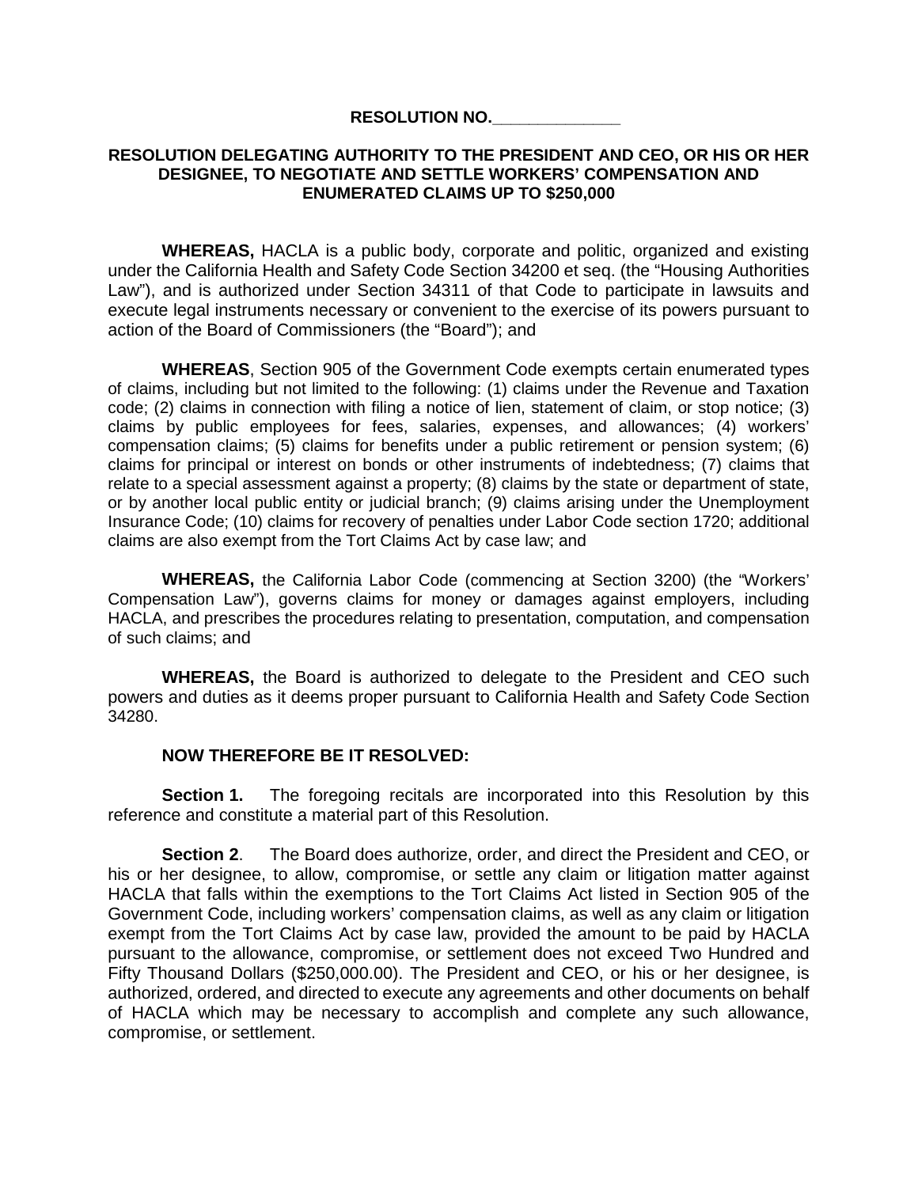**RESOLUTION NO.______________**

**RESOLUTION DELEGATING AUTHORITY TO THE PRESIDENT AND CEO, OR HIS OR HER DESIGNEE, TO NEGOTIATE AND SETTLE WORKERS' COMPENSATION AND ENUMERATED CLAIMS UP TO $250,000**

**WHEREAS,** HACLA is a public body, corporate and politic, organized and existing under the California Health and Safety Code Section 34200 et seq. (the "Housing Authorities Law"), and is authorized under Section 34311 of that Code to participate in lawsuits and execute legal instruments necessary or convenient to the exercise of its powers pursuant to action of the Board of Commissioners (the "Board"); and

**WHEREAS**, Section 905 of the Government Code exempts certain enumerated types of claims, including but not limited to the following: (1) claims under the Revenue and Taxation code; (2) claims in connection with filing a notice of lien, statement of claim, or stop notice; (3) claims by public employees for fees, salaries, expenses, and allowances; (4) workers' compensation claims; (5) claims for benefits under a public retirement or pension system; (6) claims for principal or interest on bonds or other instruments of indebtedness; (7) claims that relate to a special assessment against a property; (8) claims by the state or department of state, or by another local public entity or judicial branch; (9) claims arising under the Unemployment Insurance Code; (10) claims for recovery of penalties under Labor Code section 1720; additional claims are also exempt from the Tort Claims Act by case law; and

**WHEREAS,** the California Labor Code (commencing at Section 3200) (the "Workers' Compensation Law"), governs claims for money or damages against employers, including HACLA, and prescribes the procedures relating to presentation, computation, and compensation of such claims; and

**WHEREAS,** the Board is authorized to delegate to the President and CEO such powers and duties as it deems proper pursuant to California Health and Safety Code Section 34280.

**NOW THEREFORE BE IT RESOLVED:**

**Section 1.** The foregoing recitals are incorporated into this Resolution by this reference and constitute a material part of this Resolution.

**Section 2**. The Board does authorize, order, and direct the President and CEO, or his or her designee, to allow, compromise, or settle any claim or litigation matter against HACLA that falls within the exemptions to the Tort Claims Act listed in Section 905 of the Government Code, including workers' compensation claims, as well as any claim or litigation exempt from the Tort Claims Act by case law, provided the amount to be paid by HACLA pursuant to the allowance, compromise, or settlement does not exceed Two Hundred and Fifty Thousand Dollars ($250,000.00). The President and CEO, or his or her designee, is authorized, ordered, and directed to execute any agreements and other documents on behalf of HACLA which may be necessary to accomplish and complete any such allowance, compromise, or settlement.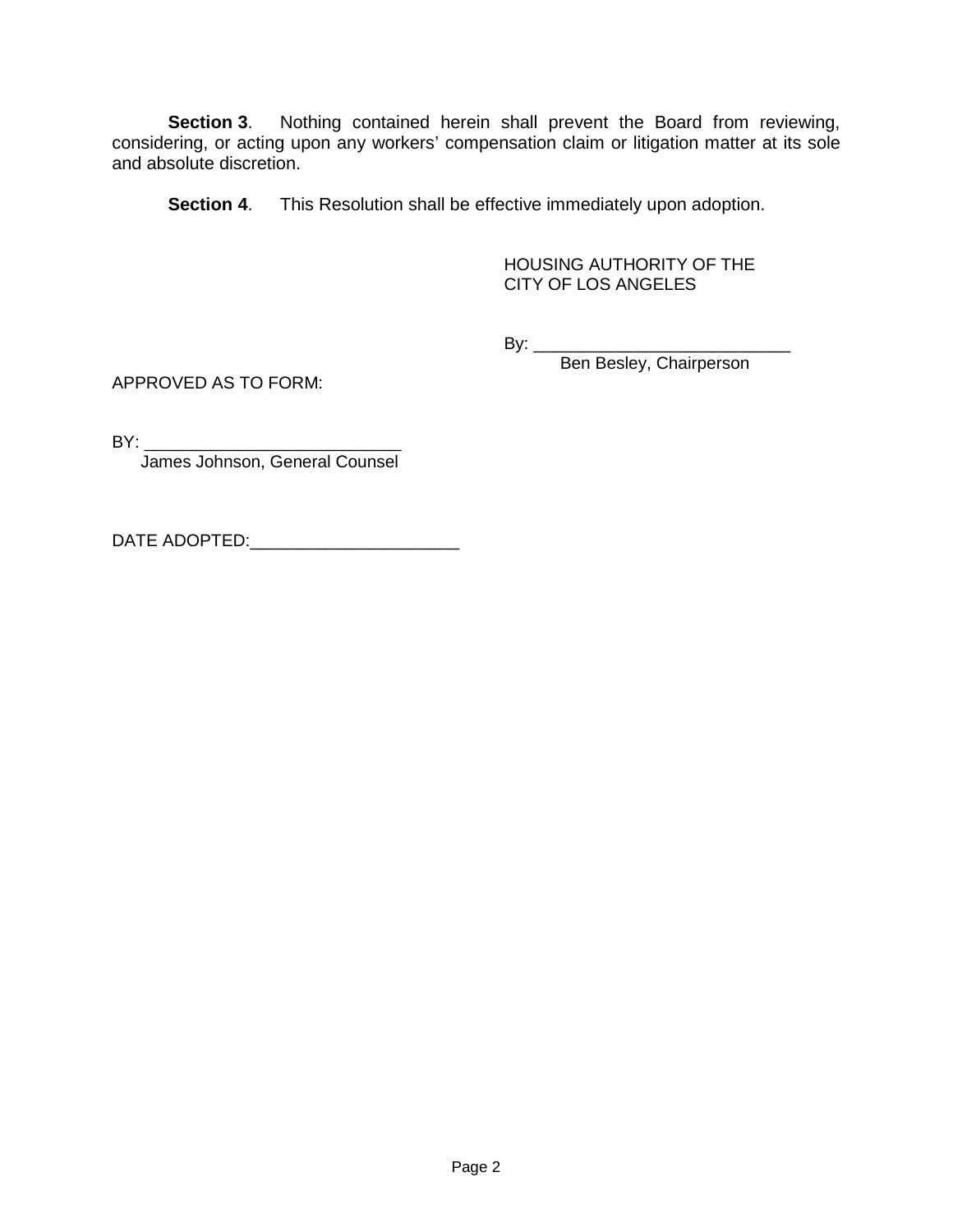**Section 3**. Nothing contained herein shall prevent the Board from reviewing, considering, or acting upon any workers' compensation claim or litigation matter at its sole and absolute discretion.

**Section 4**. This Resolution shall be effective immediately upon adoption.

HOUSING AUTHORITY OF THE
CITY OF LOS ANGELES

By: ___________________________
Ben Besley, Chairperson

APPROVED AS TO FORM:

BY: ___________________________
James Johnson, General Counsel

DATE ADOPTED:______________________